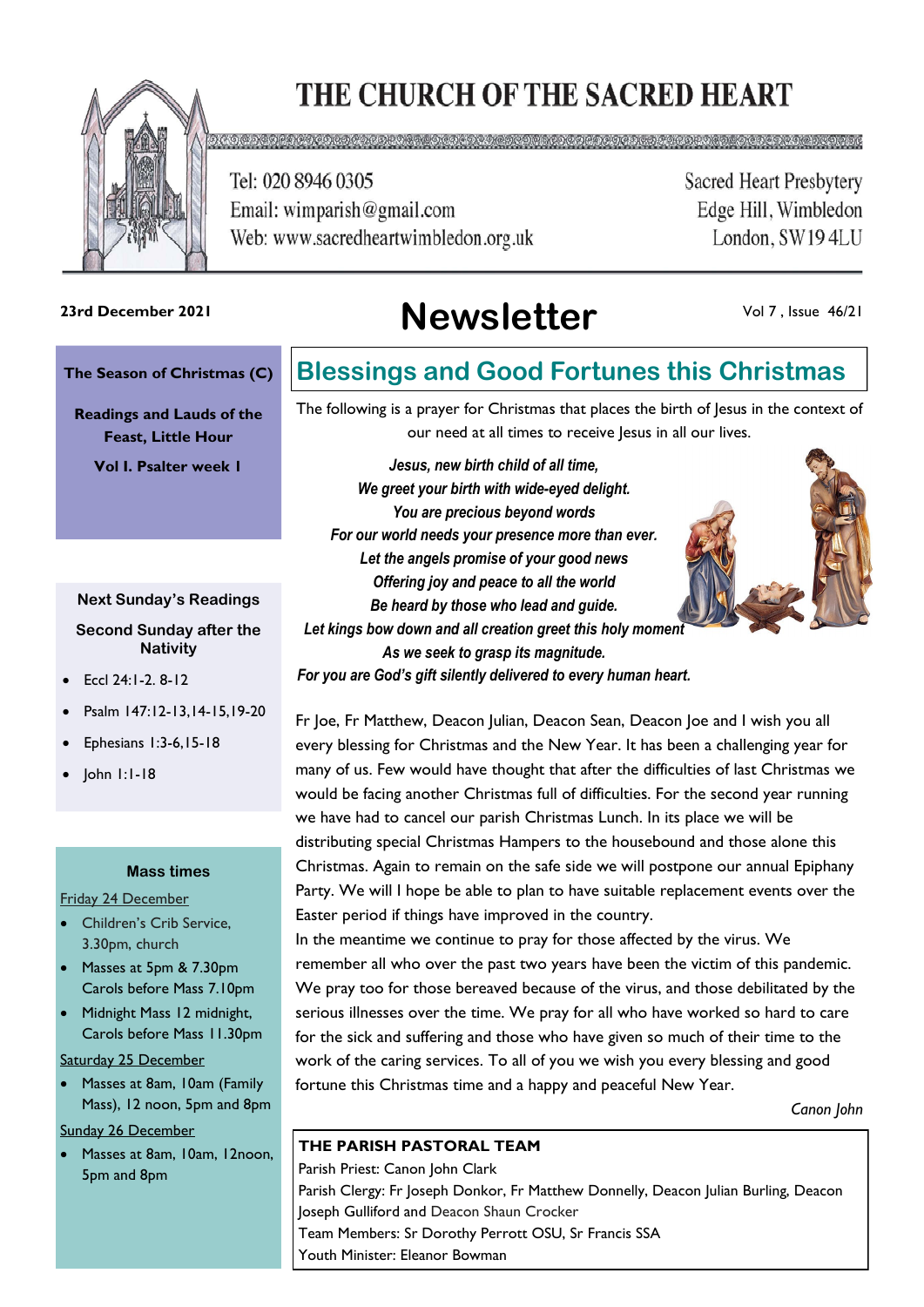# THE CHURCH OF THE SACRED HEART

Tel: 020 8946 0305
Email: wimparish@gmail.com
Web: www.sacredheartwimbledon.org.uk

Sacred Heart Presbytery
Edge Hill, Wimbledon
London, SW19 4LU

**23rd December 2021**

# Newsletter

Vol 7 , Issue 46/21

**The Season of Christmas (C)**

**Readings and Lauds of the Feast, Little Hour**

**Vol I. Psalter week I**

**Next Sunday's Readings**

**Second Sunday after the Nativity**

- Eccl 24:1-2. 8-12
- Psalm 147:12-13,14-15,19-20
- Ephesians 1:3-6,15-18
- John 1:1-18

**Mass times**

Friday 24 December

- Children's Crib Service, 3.30pm, church
- Masses at 5pm & 7.30pm Carols before Mass 7.10pm
- Midnight Mass 12 midnight, Carols before Mass 11.30pm

Saturday 25 December

- Masses at 8am, 10am (Family Mass), 12 noon, 5pm and 8pm

Sunday 26 December

- Masses at 8am, 10am, 12noon, 5pm and 8pm

## Blessings and Good Fortunes this Christmas

The following is a prayer for Christmas that places the birth of Jesus in the context of our need at all times to receive Jesus in all our lives.

***Jesus, new birth child of all time,***
***We greet your birth with wide-eyed delight.***
***You are precious beyond words***
***For our world needs your presence more than ever.***
***Let the angels promise of your good news***
***Offering joy and peace to all the world***
***Be heard by those who lead and guide.***
***Let kings bow down and all creation greet this holy moment***
***As we seek to grasp its magnitude.***
***For you are God's gift silently delivered to every human heart.***

Fr Joe, Fr Matthew, Deacon Julian, Deacon Sean, Deacon Joe and I wish you all every blessing for Christmas and the New Year. It has been a challenging year for many of us. Few would have thought that after the difficulties of last Christmas we would be facing another Christmas full of difficulties. For the second year running we have had to cancel our parish Christmas Lunch. In its place we will be distributing special Christmas Hampers to the housebound and those alone this Christmas. Again to remain on the safe side we will postpone our annual Epiphany Party. We will I hope be able to plan to have suitable replacement events over the Easter period if things have improved in the country.

In the meantime we continue to pray for those affected by the virus. We remember all who over the past two years have been the victim of this pandemic. We pray too for those bereaved because of the virus, and those debilitated by the serious illnesses over the time. We pray for all who have worked so hard to care for the sick and suffering and those who have given so much of their time to the work of the caring services. To all of you we wish you every blessing and good fortune this Christmas time and a happy and peaceful New Year.

*Canon John*

**THE PARISH PASTORAL TEAM**

Parish Priest: Canon John Clark
Parish Clergy: Fr Joseph Donkor, Fr Matthew Donnelly, Deacon Julian Burling, Deacon Joseph Gulliford and Deacon Shaun Crocker
Team Members: Sr Dorothy Perrott OSU, Sr Francis SSA
Youth Minister: Eleanor Bowman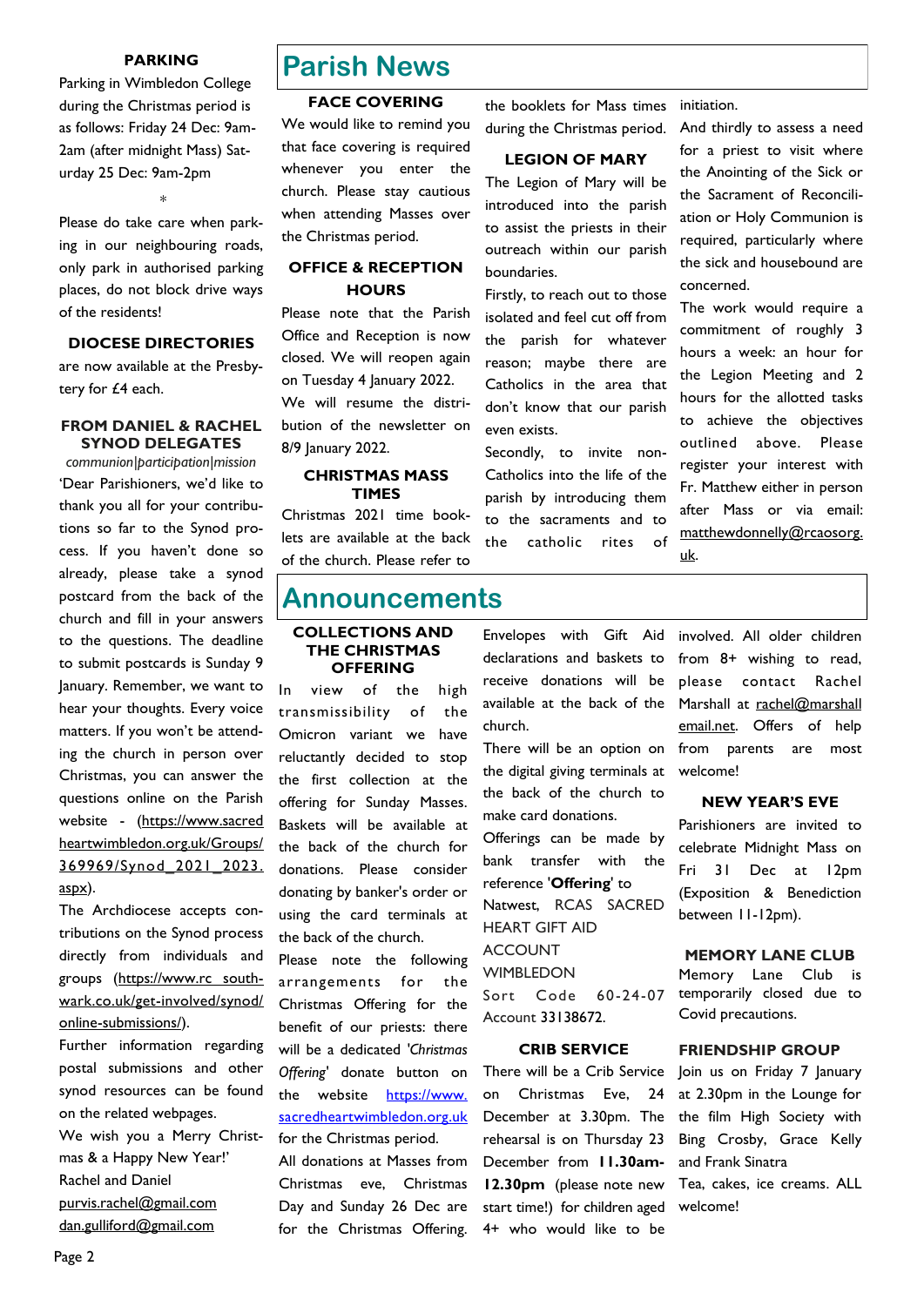## PARKING

Parking in Wimbledon College during the Christmas period is as follows: Friday 24 Dec: 9am-2am (after midnight Mass) Saturday 25 Dec: 9am-2pm

*

Please do take care when parking in our neighbouring roads, only park in authorised parking places, do not block drive ways of the residents!

## DIOCESE DIRECTORIES

are now available at the Presbytery for £4 each.

## FROM DANIEL & RACHEL SYNOD DELEGATES

*communion|participation|mission*

'Dear Parishioners, we'd like to thank you all for your contributions so far to the Synod process. If you haven't done so already, please take a synod postcard from the back of the church and fill in your answers to the questions. The deadline to submit postcards is Sunday 9 January. Remember, we want to hear your thoughts. Every voice matters. If you won't be attending the church in person over Christmas, you can answer the questions online on the Parish website - (https://www.sacredheartwimbledon.org.uk/Groups/369969/Synod_2021_2023.aspx).

The Archdiocese accepts contributions on the Synod process directly from individuals and groups (https://www.rc southwark.co.uk/get-involved/synod/online-submissions/).

Further information regarding postal submissions and other synod resources can be found on the related webpages.

We wish you a Merry Christmas & a Happy New Year!'

Rachel and Daniel

purvis.rachel@gmail.com

dan.gulliford@gmail.com

# Parish News

## FACE COVERING

We would like to remind you that face covering is required whenever you enter the church. Please stay cautious when attending Masses over the Christmas period.

## OFFICE & RECEPTION HOURS

Please note that the Parish Office and Reception is now closed. We will reopen again on Tuesday 4 January 2022.

We will resume the distribution of the newsletter on 8/9 January 2022.

## CHRISTMAS MASS TIMES

Christmas 2021 time booklets are available at the back of the church. Please refer to the booklets for Mass times during the Christmas period.

## LEGION OF MARY

The Legion of Mary will be introduced into the parish to assist the priests in their outreach within our parish boundaries.

Firstly, to reach out to those isolated and feel cut off from the parish for whatever reason; maybe there are Catholics in the area that don't know that our parish even exists.

Secondly, to invite non-Catholics into the life of the parish by introducing them to the sacraments and to the catholic rites of initiation.

And thirdly to assess a need for a priest to visit where the Anointing of the Sick or the Sacrament of Reconciliation or Holy Communion is required, particularly where the sick and housebound are concerned.

The work would require a commitment of roughly 3 hours a week: an hour for the Legion Meeting and 2 hours for the allotted tasks to achieve the objectives outlined above. Please register your interest with Fr. Matthew either in person after Mass or via email: matthewdonnelly@rcaosorg.uk.

# Announcements

## COLLECTIONS AND THE CHRISTMAS OFFERING

In view of the high transmissibility of the Omicron variant we have reluctantly decided to stop the first collection at the offering for Sunday Masses. Baskets will be available at the back of the church for donations. Please consider donating by banker's order or using the card terminals at the back of the church.

Please note the following arrangements for the Christmas Offering for the benefit of our priests: there will be a dedicated '*Christmas Offering*' donate button on the website https://www.sacredheartwimbledon.org.uk for the Christmas period.

All donations at Masses from Christmas eve, Christmas Day and Sunday 26 Dec are for the Christmas Offering. Envelopes with Gift Aid declarations and baskets to receive donations will be available at the back of the church.

There will be an option on the digital giving terminals at the back of the church to make card donations.

Offerings can be made by bank transfer with the reference '**Offering**' to

Natwest, RCAS SACRED HEART GIFT AID ACCOUNT WIMBLEDON

Sort Code 60-24-07

Account 33138672.

## CRIB SERVICE

There will be a Crib Service on Christmas Eve, 24 December at 3.30pm. The rehearsal is on Thursday 23 December from **11.30am-12.30pm** (please note new start time!) for children aged 4+ who would like to be involved. All older children from 8+ wishing to read, please contact Rachel Marshall at rachel@marshallemail.net. Offers of help from parents are most welcome!

## NEW YEAR'S EVE

Parishioners are invited to celebrate Midnight Mass on Fri 31 Dec at 12pm (Exposition & Benediction between 11-12pm).

## MEMORY LANE CLUB

Memory Lane Club is temporarily closed due to Covid precautions.

## FRIENDSHIP GROUP

Join us on Friday 7 January at 2.30pm in the Lounge for the film High Society with Bing Crosby, Grace Kelly and Frank Sinatra

Tea, cakes, ice creams. ALL welcome!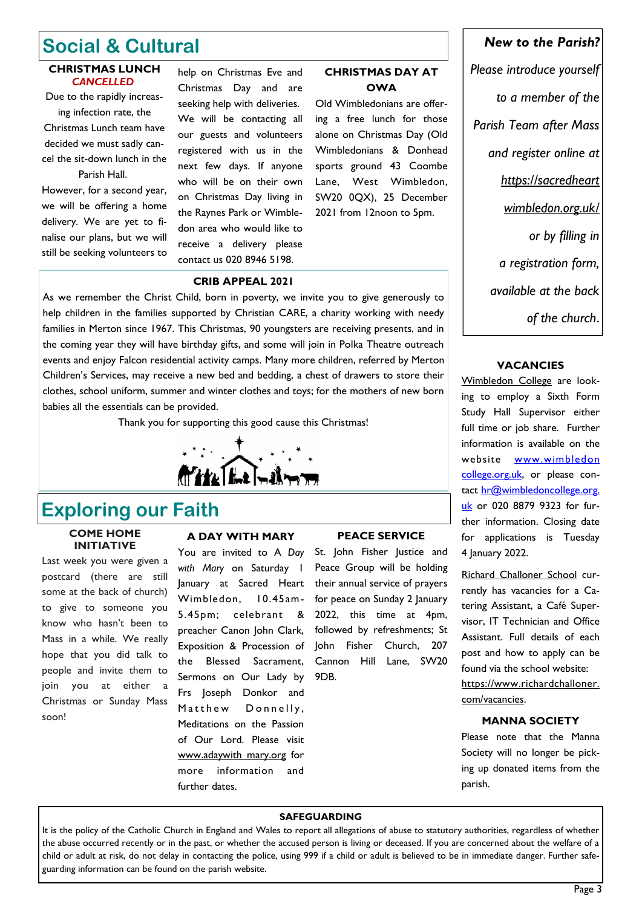# Social & Cultural

### CHRISTMAS LUNCH *CANCELLED*

Due to the rapidly increasing infection rate, the Christmas Lunch team have decided we must sadly cancel the sit-down lunch in the Parish Hall.

However, for a second year, we will be offering a home delivery. We are yet to finalise our plans, but we will still be seeking volunteers to help on Christmas Eve and Christmas Day and are seeking help with deliveries. We will be contacting all our guests and volunteers registered with us in the next few days. If anyone who will be on their own on Christmas Day living in the Raynes Park or Wimbledon area who would like to receive a delivery please contact us 020 8946 5198.

### CHRISTMAS DAY AT OWA

Old Wimbledonians are offering a free lunch for those alone on Christmas Day (Old Wimbledonians & Donhead sports ground 43 Coombe Lane, West Wimbledon, SW20 0QX), 25 December 2021 from 12noon to 5pm.

### CRIB APPEAL 2021

As we remember the Christ Child, born in poverty, we invite you to give generously to help children in the families supported by Christian CARE, a charity working with needy families in Merton since 1967. This Christmas, 90 youngsters are receiving presents, and in the coming year they will have birthday gifts, and some will join in Polka Theatre outreach events and enjoy Falcon residential activity camps. Many more children, referred by Merton Children's Services, may receive a new bed and bedding, a chest of drawers to store their clothes, school uniform, summer and winter clothes and toys; for the mothers of new born babies all the essentials can be provided.

Thank you for supporting this good cause this Christmas!

# Exploring our Faith

### COME HOME INITIATIVE

Last week you were given a postcard (there are still some at the back of church) to give to someone you know who hasn't been to Mass in a while. We really hope that you did talk to people and invite them to join you at either a Christmas or Sunday Mass soon!

### A DAY WITH MARY

You are invited to *A Day with Mary* on Saturday 1 January at Sacred Heart Wimbledon, 10.45am-5.45pm; celebrant & preacher Canon John Clark, Exposition & Procession of the Blessed Sacrament, Sermons on Our Lady by Frs Joseph Donkor and Matthew Donnelly, Meditations on the Passion of Our Lord. Please visit www.adaywith mary.org for more information and further dates.

### PEACE SERVICE

St. John Fisher Justice and Peace Group will be holding their annual service of prayers for peace on Sunday 2 January 2022, this time at 4pm, followed by refreshments; St John Fisher Church, 207 Cannon Hill Lane, SW20 9DB.

***New to the Parish?***

*Please introduce yourself to a member of the Parish Team after Mass and register online at https://sacredheartwimbledon.org.uk/ or by filling in a registration form, available at the back of the church.*

### VACANCIES

Wimbledon College are looking to employ a Sixth Form Study Hall Supervisor either full time or job share. Further information is available on the website www.wimbledoncollege.org.uk, or please contact hr@wimbledoncollege.org.uk or 020 8879 9323 for further information. Closing date for applications is Tuesday 4 January 2022.

Richard Challoner School currently has vacancies for a Catering Assistant, a Café Supervisor, IT Technician and Office Assistant. Full details of each post and how to apply can be found via the school website: https://www.richardchalloner.com/vacancies.

### MANNA SOCIETY

Please note that the Manna Society will no longer be picking up donated items from the parish.

### SAFEGUARDING

It is the policy of the Catholic Church in England and Wales to report all allegations of abuse to statutory authorities, regardless of whether the abuse occurred recently or in the past, or whether the accused person is living or deceased. If you are concerned about the welfare of a child or adult at risk, do not delay in contacting the police, using 999 if a child or adult is believed to be in immediate danger. Further safeguarding information can be found on the parish website.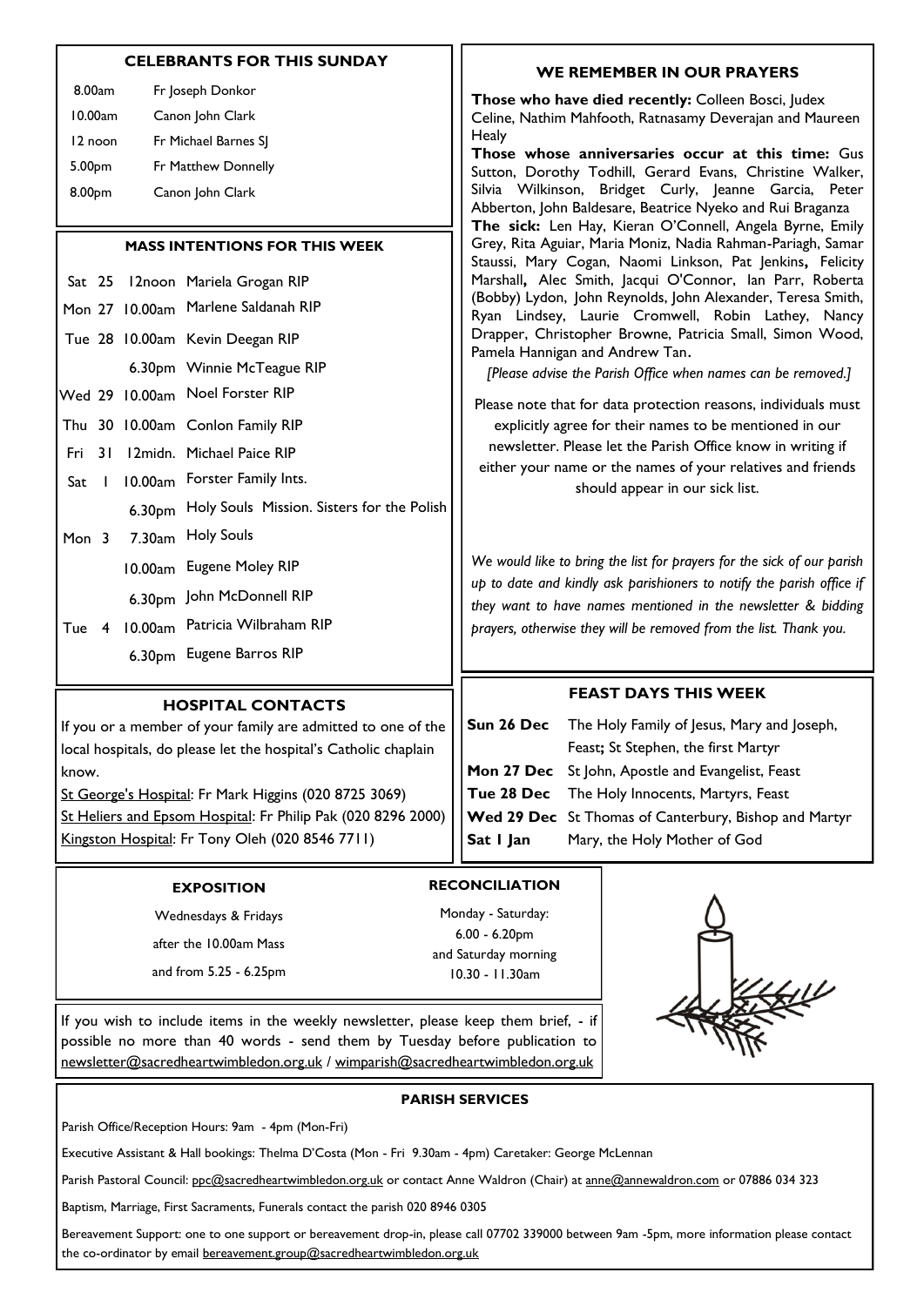## CELEBRANTS FOR THIS SUNDAY

| | |
|---|---|
| 8.00am | Fr Joseph Donkor |
| 10.00am | Canon John Clark |
| 12 noon | Fr Michael Barnes SJ |
| 5.00pm | Fr Matthew Donnelly |
| 8.00pm | Canon John Clark |

## MASS INTENTIONS FOR THIS WEEK

| | | | |
|---|---|---|---|
| Sat | 25 | 12noon | Mariela Grogan RIP |
| Mon | 27 | 10.00am | Marlene Saldanah RIP |
| Tue | 28 | 10.00am | Kevin Deegan RIP |
| | | 6.30pm | Winnie McTeague RIP |
| Wed | 29 | 10.00am | Noel Forster RIP |
| Thu | 30 | 10.00am | Conlon Family RIP |
| Fri | 31 | 12midn. | Michael Paice RIP |
| Sat | 1 | 10.00am | Forster Family Ints. |
| | | 6.30pm | Holy Souls Mission. Sisters for the Polish |
| Mon | 3 | 7.30am | Holy Souls |
| | | 10.00am | Eugene Moley RIP |
| | | 6.30pm | John McDonnell RIP |
| Tue | 4 | 10.00am | Patricia Wilbraham RIP |
| | | 6.30pm | Eugene Barros RIP |

## HOSPITAL CONTACTS

If you or a member of your family are admitted to one of the local hospitals, do please let the hospital's Catholic chaplain know.

St George's Hospital: Fr Mark Higgins (020 8725 3069)
St Heliers and Epsom Hospital: Fr Philip Pak (020 8296 2000)
Kingston Hospital: Fr Tony Oleh (020 8546 7711)

## WE REMEMBER IN OUR PRAYERS

**Those who have died recently:** Colleen Bosci, Judex Celine, Nathim Mahfooth, Ratnasamy Deverajan and Maureen Healy

**Those whose anniversaries occur at this time:** Gus Sutton, Dorothy Todhill, Gerard Evans, Christine Walker, Silvia Wilkinson, Bridget Curly, Jeanne Garcia, Peter Abberton, John Baldesare, Beatrice Nyeko and Rui Braganza

**The sick:** Len Hay, Kieran O'Connell, Angela Byrne, Emily Grey, Rita Aguiar, Maria Moniz, Nadia Rahman-Pariagh, Samar Staussi, Mary Cogan, Naomi Linkson, Pat Jenkins**,** Felicity Marshall**,** Alec Smith, Jacqui O'Connor, Ian Parr, Roberta (Bobby) Lydon, John Reynolds, John Alexander, Teresa Smith, Ryan Lindsey, Laurie Cromwell, Robin Lathey, Nancy Drapper, Christopher Browne, Patricia Small, Simon Wood, Pamela Hannigan and Andrew Tan**.**

*[Please advise the Parish Office when names can be removed.]*

Please note that for data protection reasons, individuals must explicitly agree for their names to be mentioned in our newsletter. Please let the Parish Office know in writing if either your name or the names of your relatives and friends should appear in our sick list.

*We would like to bring the list for prayers for the sick of our parish up to date and kindly ask parishioners to notify the parish office if they want to have names mentioned in the newsletter & bidding prayers, otherwise they will be removed from the list. Thank you.*

## FEAST DAYS THIS WEEK

| | |
|---|---|
| **Sun 26 Dec** | The Holy Family of Jesus, Mary and Joseph, Feast**;** St Stephen, the first Martyr |
| **Mon 27 Dec** | St John, Apostle and Evangelist, Feast |
| **Tue 28 Dec** | The Holy Innocents, Martyrs, Feast |
| **Wed 29 Dec** | St Thomas of Canterbury, Bishop and Martyr |
| **Sat 1 Jan** | Mary, the Holy Mother of God |

### EXPOSITION

Wednesdays & Fridays
after the 10.00am Mass
and from 5.25 - 6.25pm

### RECONCILIATION

Monday - Saturday:
6.00 - 6.20pm
and Saturday morning
10.30 - 11.30am

If you wish to include items in the weekly newsletter, please keep them brief, - if possible no more than 40 words - send them by Tuesday before publication to newsletter@sacredheartwimbledon.org.uk / wimparish@sacredheartwimbledon.org.uk

## PARISH SERVICES

Parish Office/Reception Hours: 9am - 4pm (Mon-Fri)

Executive Assistant & Hall bookings: Thelma D'Costa (Mon - Fri 9.30am - 4pm) Caretaker: George McLennan

Parish Pastoral Council: ppc@sacredheartwimbledon.org.uk or contact Anne Waldron (Chair) at anne@annewaldron.com or 07886 034 323

Baptism, Marriage, First Sacraments, Funerals contact the parish 020 8946 0305

Bereavement Support: one to one support or bereavement drop-in, please call 07702 339000 between 9am -5pm, more information please contact the co-ordinator by email bereavement.group@sacredheartwimbledon.org.uk